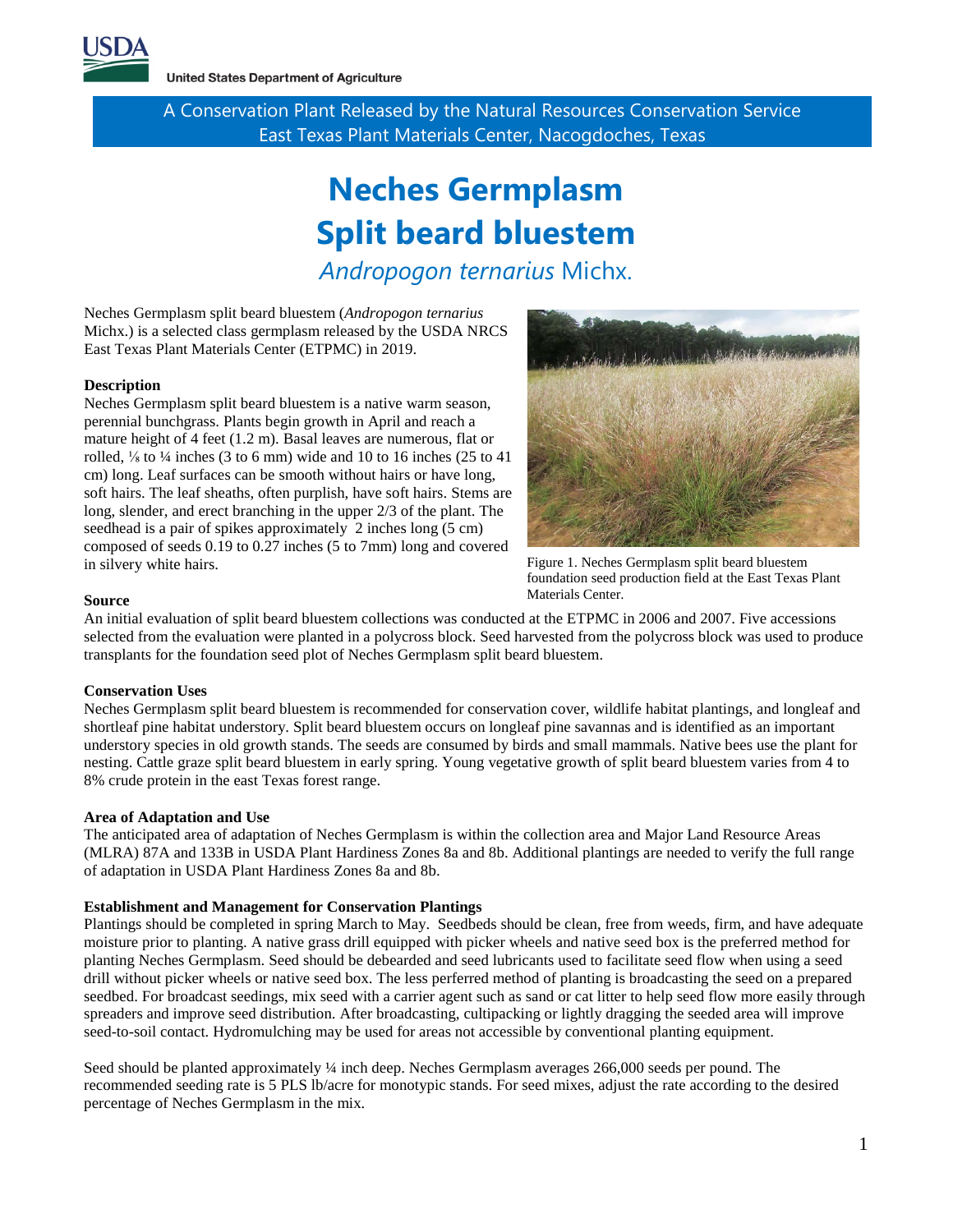United States Department of Agriculture

A Conservation Plant Released by the Natural Resources Conservation Service
East Texas Plant Materials Center, Nacogdoches, Texas

# Neches Germplasm
# Split beard bluestem

*Andropogon ternarius* Michx.

Neches Germplasm split beard bluestem (*Andropogon ternarius* Michx.) is a selected class germplasm released by the USDA NRCS East Texas Plant Materials Center (ETPMC) in 2019.

**Description**

Neches Germplasm split beard bluestem is a native warm season, perennial bunchgrass. Plants begin growth in April and reach a mature height of 4 feet (1.2 m). Basal leaves are numerous, flat or rolled, ⅛ to ¼ inches (3 to 6 mm) wide and 10 to 16 inches (25 to 41 cm) long. Leaf surfaces can be smooth without hairs or have long, soft hairs. The leaf sheaths, often purplish, have soft hairs. Stems are long, slender, and erect branching in the upper 2/3 of the plant. The seedhead is a pair of spikes approximately 2 inches long (5 cm) composed of seeds 0.19 to 0.27 inches (5 to 7mm) long and covered in silvery white hairs.

Figure 1. Neches Germplasm split beard bluestem foundation seed production field at the East Texas Plant Materials Center.

**Source**

An initial evaluation of split beard bluestem collections was conducted at the ETPMC in 2006 and 2007. Five accessions selected from the evaluation were planted in a polycross block. Seed harvested from the polycross block was used to produce transplants for the foundation seed plot of Neches Germplasm split beard bluestem.

**Conservation Uses**

Neches Germplasm split beard bluestem is recommended for conservation cover, wildlife habitat plantings, and longleaf and shortleaf pine habitat understory. Split beard bluestem occurs on longleaf pine savannas and is identified as an important understory species in old growth stands. The seeds are consumed by birds and small mammals. Native bees use the plant for nesting. Cattle graze split beard bluestem in early spring. Young vegetative growth of split beard bluestem varies from 4 to 8% crude protein in the east Texas forest range.

**Area of Adaptation and Use**

The anticipated area of adaptation of Neches Germplasm is within the collection area and Major Land Resource Areas (MLRA) 87A and 133B in USDA Plant Hardiness Zones 8a and 8b. Additional plantings are needed to verify the full range of adaptation in USDA Plant Hardiness Zones 8a and 8b.

**Establishment and Management for Conservation Plantings**

Plantings should be completed in spring March to May. Seedbeds should be clean, free from weeds, firm, and have adequate moisture prior to planting. A native grass drill equipped with picker wheels and native seed box is the preferred method for planting Neches Germplasm. Seed should be debearded and seed lubricants used to facilitate seed flow when using a seed drill without picker wheels or native seed box. The less perferred method of planting is broadcasting the seed on a prepared seedbed. For broadcast seedings, mix seed with a carrier agent such as sand or cat litter to help seed flow more easily through spreaders and improve seed distribution. After broadcasting, cultipacking or lightly dragging the seeded area will improve seed-to-soil contact. Hydromulching may be used for areas not accessible by conventional planting equipment.

Seed should be planted approximately ¼ inch deep. Neches Germplasm averages 266,000 seeds per pound. The recommended seeding rate is 5 PLS lb/acre for monotypic stands. For seed mixes, adjust the rate according to the desired percentage of Neches Germplasm in the mix.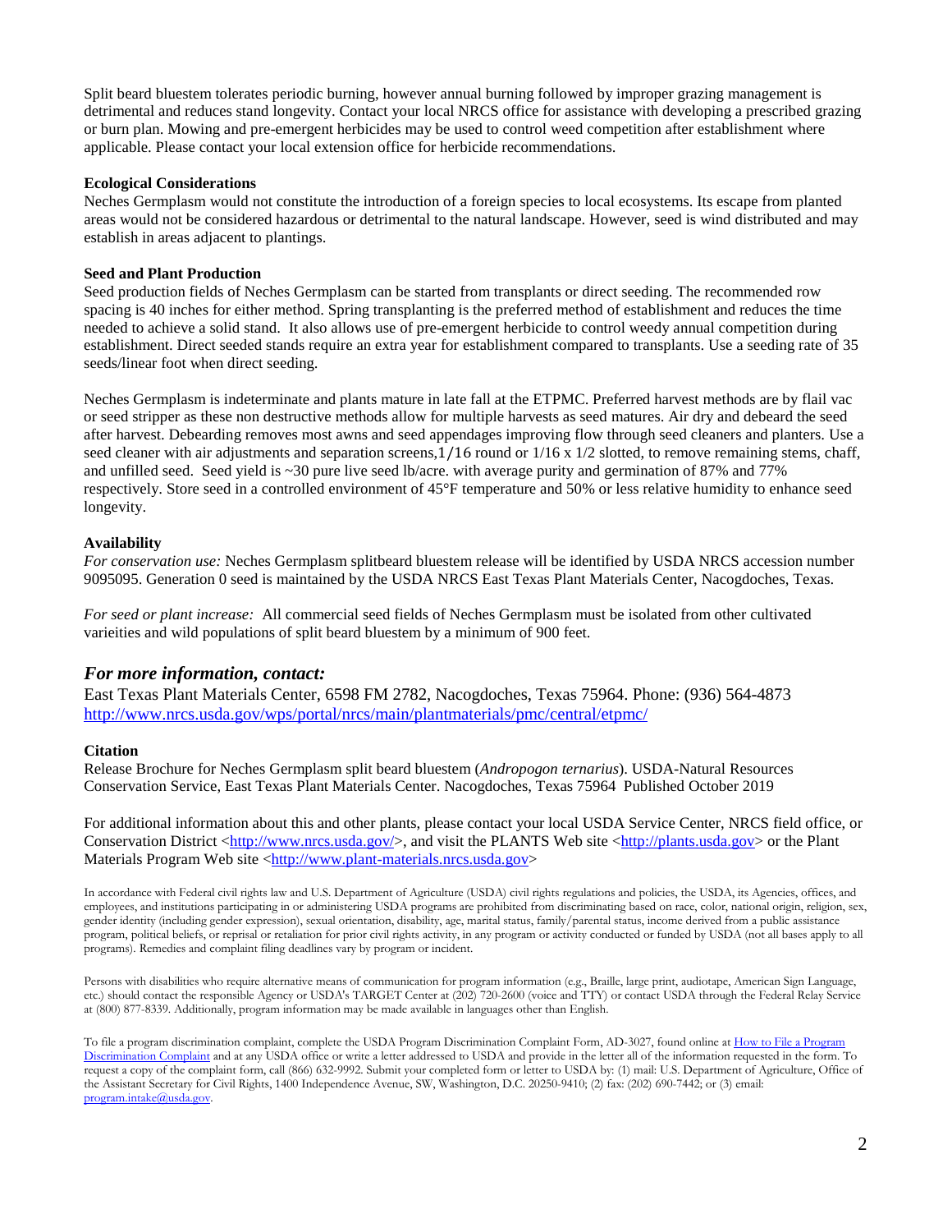Split beard bluestem tolerates periodic burning, however annual burning followed by improper grazing management is detrimental and reduces stand longevity. Contact your local NRCS office for assistance with developing a prescribed grazing or burn plan. Mowing and pre-emergent herbicides may be used to control weed competition after establishment where applicable. Please contact your local extension office for herbicide recommendations.

**Ecological Considerations**

Neches Germplasm would not constitute the introduction of a foreign species to local ecosystems. Its escape from planted areas would not be considered hazardous or detrimental to the natural landscape. However, seed is wind distributed and may establish in areas adjacent to plantings.

**Seed and Plant Production**

Seed production fields of Neches Germplasm can be started from transplants or direct seeding. The recommended row spacing is 40 inches for either method. Spring transplanting is the preferred method of establishment and reduces the time needed to achieve a solid stand. It also allows use of pre-emergent herbicide to control weedy annual competition during establishment. Direct seeded stands require an extra year for establishment compared to transplants. Use a seeding rate of 35 seeds/linear foot when direct seeding.

Neches Germplasm is indeterminate and plants mature in late fall at the ETPMC. Preferred harvest methods are by flail vac or seed stripper as these non destructive methods allow for multiple harvests as seed matures. Air dry and debeard the seed after harvest. Debearding removes most awns and seed appendages improving flow through seed cleaners and planters. Use a seed cleaner with air adjustments and separation screens,1/16 round or 1/16 x 1/2 slotted, to remove remaining stems, chaff, and unfilled seed. Seed yield is ~30 pure live seed lb/acre. with average purity and germination of 87% and 77% respectively. Store seed in a controlled environment of 45°F temperature and 50% or less relative humidity to enhance seed longevity.

**Availability**

*For conservation use:* Neches Germplasm splitbeard bluestem release will be identified by USDA NRCS accession number 9095095. Generation 0 seed is maintained by the USDA NRCS East Texas Plant Materials Center, Nacogdoches, Texas.

*For seed or plant increase:* All commercial seed fields of Neches Germplasm must be isolated from other cultivated varieities and wild populations of split beard bluestem by a minimum of 900 feet.

## *For more information, contact:*

East Texas Plant Materials Center, 6598 FM 2782, Nacogdoches, Texas 75964. Phone: (936) 564-4873
http://www.nrcs.usda.gov/wps/portal/nrcs/main/plantmaterials/pmc/central/etpmc/

**Citation**

Release Brochure for Neches Germplasm split beard bluestem (*Andropogon ternarius*). USDA-Natural Resources Conservation Service, East Texas Plant Materials Center. Nacogdoches, Texas 75964 Published October 2019

For additional information about this and other plants, please contact your local USDA Service Center, NRCS field office, or Conservation District <http://www.nrcs.usda.gov/>, and visit the PLANTS Web site <http://plants.usda.gov> or the Plant Materials Program Web site <http://www.plant-materials.nrcs.usda.gov>

In accordance with Federal civil rights law and U.S. Department of Agriculture (USDA) civil rights regulations and policies, the USDA, its Agencies, offices, and employees, and institutions participating in or administering USDA programs are prohibited from discriminating based on race, color, national origin, religion, sex, gender identity (including gender expression), sexual orientation, disability, age, marital status, family/parental status, income derived from a public assistance program, political beliefs, or reprisal or retaliation for prior civil rights activity, in any program or activity conducted or funded by USDA (not all bases apply to all programs). Remedies and complaint filing deadlines vary by program or incident.

Persons with disabilities who require alternative means of communication for program information (e.g., Braille, large print, audiotape, American Sign Language, etc.) should contact the responsible Agency or USDA's TARGET Center at (202) 720-2600 (voice and TTY) or contact USDA through the Federal Relay Service at (800) 877-8339. Additionally, program information may be made available in languages other than English.

To file a program discrimination complaint, complete the USDA Program Discrimination Complaint Form, AD-3027, found online at How to File a Program Discrimination Complaint and at any USDA office or write a letter addressed to USDA and provide in the letter all of the information requested in the form. To request a copy of the complaint form, call (866) 632-9992. Submit your completed form or letter to USDA by: (1) mail: U.S. Department of Agriculture, Office of the Assistant Secretary for Civil Rights, 1400 Independence Avenue, SW, Washington, D.C. 20250-9410; (2) fax: (202) 690-7442; or (3) email: program.intake@usda.gov.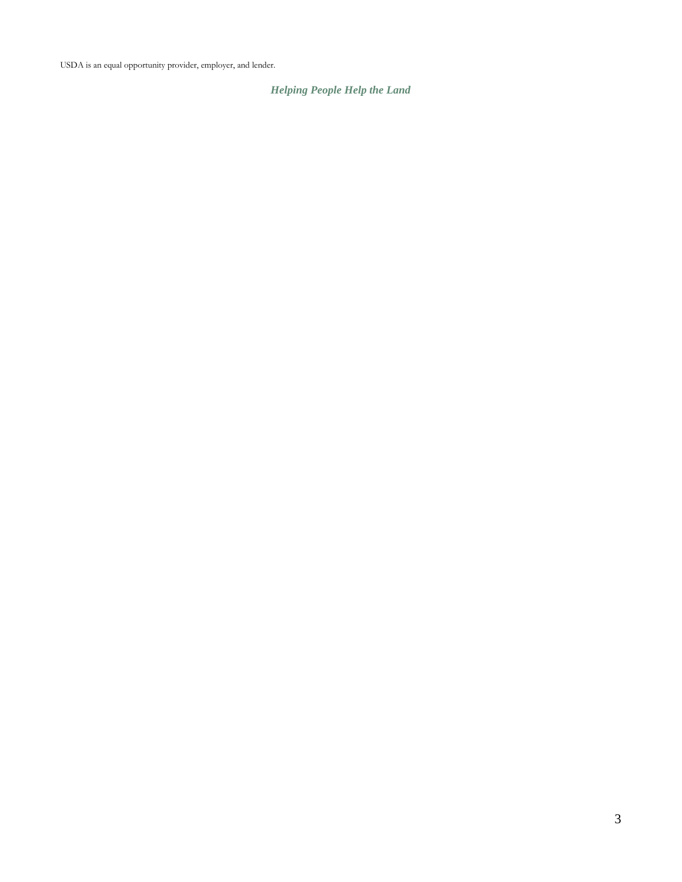USDA is an equal opportunity provider, employer, and lender.

***Helping People Help the Land***